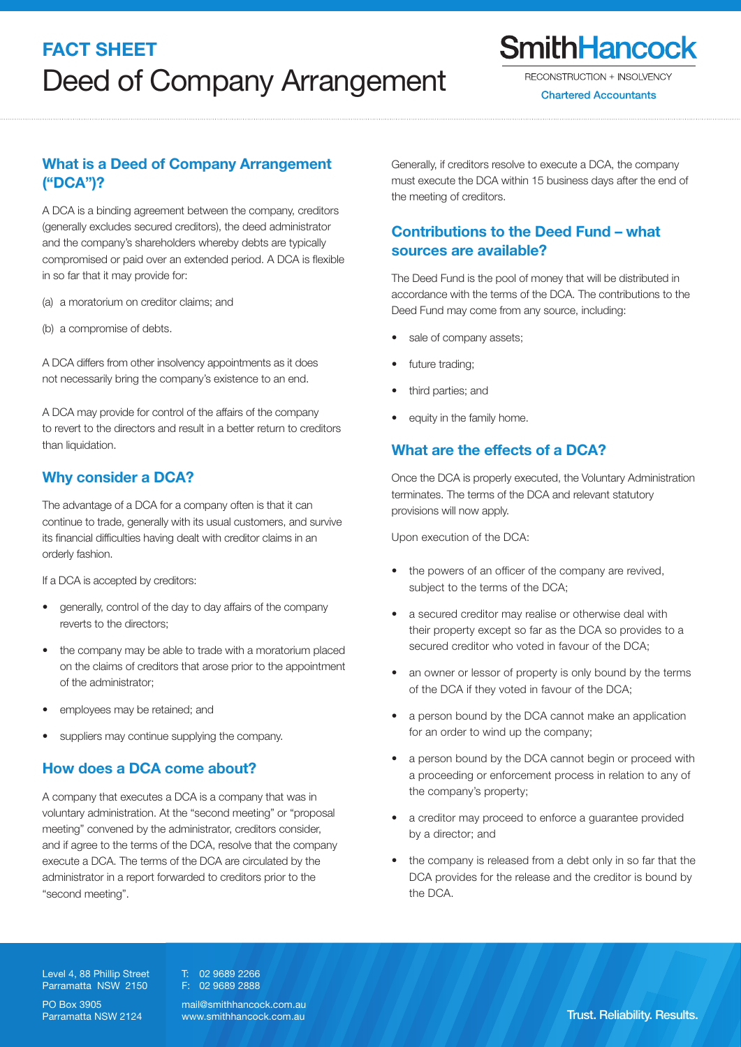**FACT SHEET**

# Deed of Company Arrangement

SmithHancock
RECONSTRUCTION + INSOLVENCY
Chartered Accountants

## What is a Deed of Company Arrangement ("DCA")?

A DCA is a binding agreement between the company, creditors (generally excludes secured creditors), the deed administrator and the company's shareholders whereby debts are typically compromised or paid over an extended period. A DCA is flexible in so far that it may provide for:

(a) a moratorium on creditor claims; and

(b) a compromise of debts.

A DCA differs from other insolvency appointments as it does not necessarily bring the company's existence to an end.

A DCA may provide for control of the affairs of the company to revert to the directors and result in a better return to creditors than liquidation.

## Why consider a DCA?

The advantage of a DCA for a company often is that it can continue to trade, generally with its usual customers, and survive its financial difficulties having dealt with creditor claims in an orderly fashion.

If a DCA is accepted by creditors:

- generally, control of the day to day affairs of the company reverts to the directors;
- the company may be able to trade with a moratorium placed on the claims of creditors that arose prior to the appointment of the administrator;
- employees may be retained; and
- suppliers may continue supplying the company.

## How does a DCA come about?

A company that executes a DCA is a company that was in voluntary administration. At the "second meeting" or "proposal meeting" convened by the administrator, creditors consider, and if agree to the terms of the DCA, resolve that the company execute a DCA. The terms of the DCA are circulated by the administrator in a report forwarded to creditors prior to the "second meeting".

Generally, if creditors resolve to execute a DCA, the company must execute the DCA within 15 business days after the end of the meeting of creditors.

## Contributions to the Deed Fund – what sources are available?

The Deed Fund is the pool of money that will be distributed in accordance with the terms of the DCA. The contributions to the Deed Fund may come from any source, including:

- sale of company assets;
- future trading;
- third parties; and
- equity in the family home.

## What are the effects of a DCA?

Once the DCA is properly executed, the Voluntary Administration terminates. The terms of the DCA and relevant statutory provisions will now apply.

Upon execution of the DCA:

- the powers of an officer of the company are revived, subject to the terms of the DCA;
- a secured creditor may realise or otherwise deal with their property except so far as the DCA so provides to a secured creditor who voted in favour of the DCA;
- an owner or lessor of property is only bound by the terms of the DCA if they voted in favour of the DCA;
- a person bound by the DCA cannot make an application for an order to wind up the company;
- a person bound by the DCA cannot begin or proceed with a proceeding or enforcement process in relation to any of the company's property;
- a creditor may proceed to enforce a guarantee provided by a director; and
- the company is released from a debt only in so far that the DCA provides for the release and the creditor is bound by the DCA.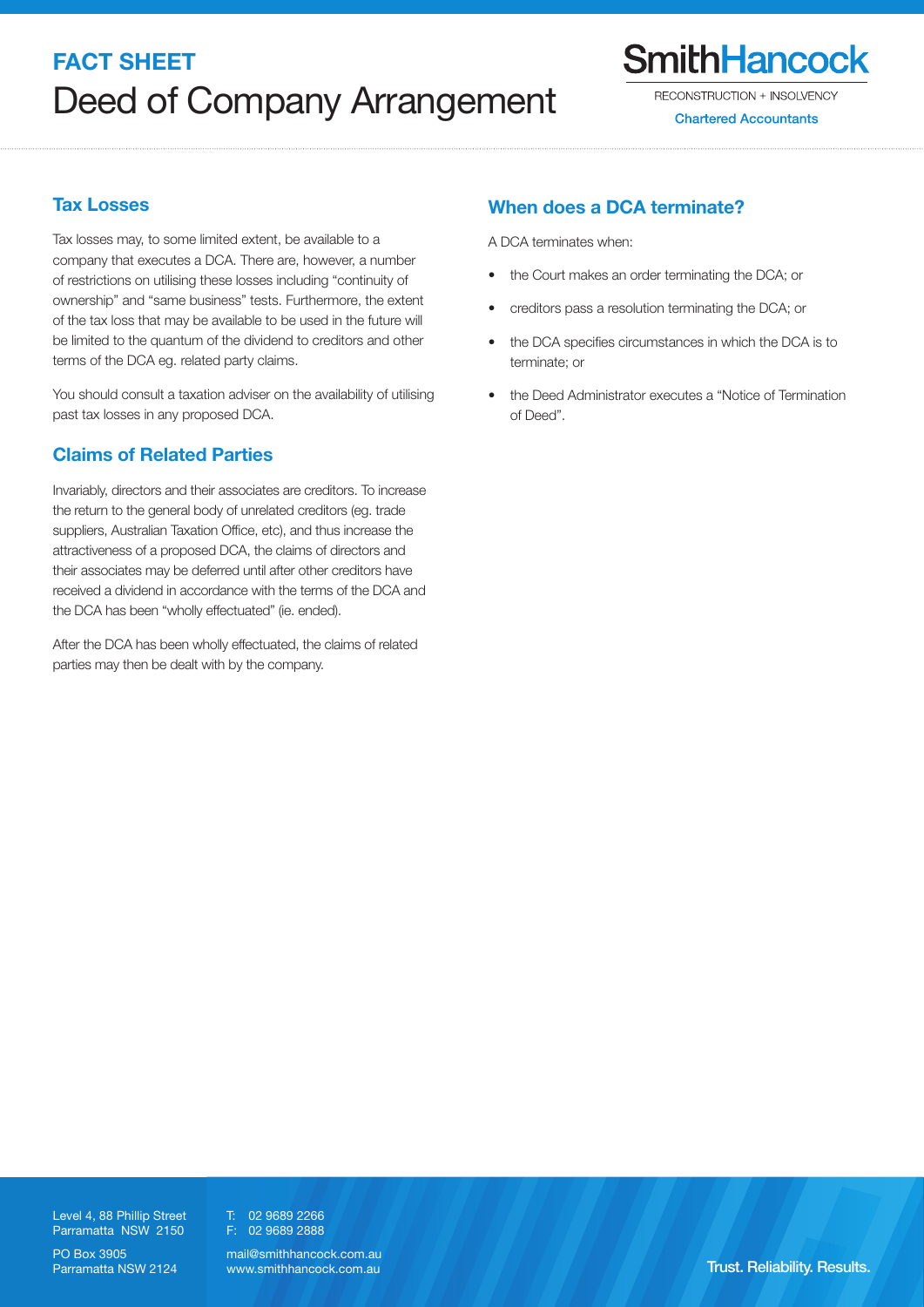## Tax Losses

Tax losses may, to some limited extent, be available to a company that executes a DCA. There are, however, a number of restrictions on utilising these losses including "continuity of ownership" and "same business" tests. Furthermore, the extent of the tax loss that may be available to be used in the future will be limited to the quantum of the dividend to creditors and other terms of the DCA eg. related party claims.

You should consult a taxation adviser on the availability of utilising past tax losses in any proposed DCA.

## Claims of Related Parties

Invariably, directors and their associates are creditors. To increase the return to the general body of unrelated creditors (eg. trade suppliers, Australian Taxation Office, etc), and thus increase the attractiveness of a proposed DCA, the claims of directors and their associates may be deferred until after other creditors have received a dividend in accordance with the terms of the DCA and the DCA has been "wholly effectuated" (ie. ended).

After the DCA has been wholly effectuated, the claims of related parties may then be dealt with by the company.

## When does a DCA terminate?

A DCA terminates when:

- the Court makes an order terminating the DCA; or
- creditors pass a resolution terminating the DCA; or
- the DCA specifies circumstances in which the DCA is to terminate; or
- the Deed Administrator executes a "Notice of Termination of Deed".